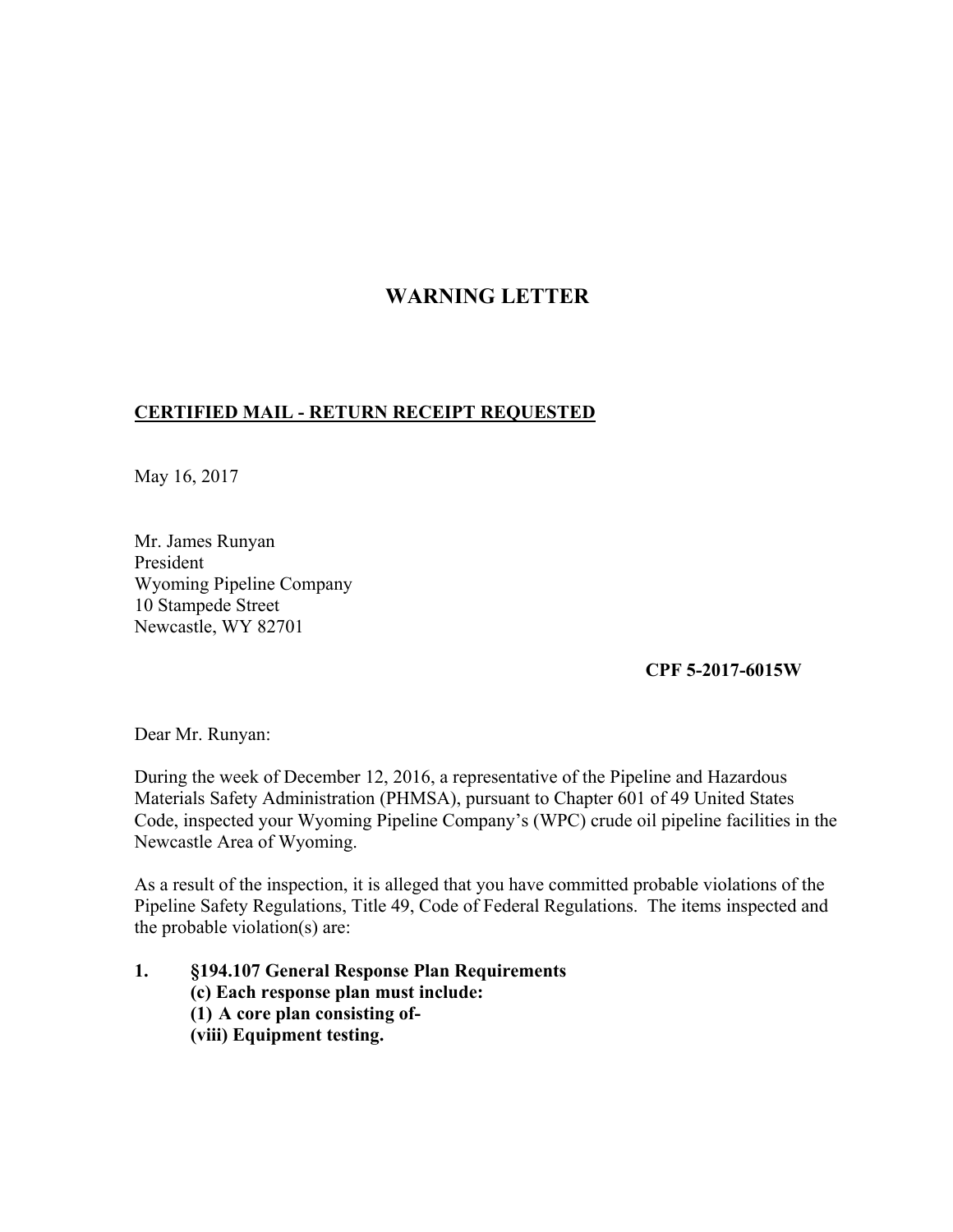# WARNING LETTER

**CERTIFIED MAIL - RETURN RECEIPT REQUESTED**

May 16, 2017

Mr. James Runyan
President
Wyoming Pipeline Company
10 Stampede Street
Newcastle, WY 82701

**CPF 5-2017-6015W**

Dear Mr. Runyan:

During the week of December 12, 2016, a representative of the Pipeline and Hazardous Materials Safety Administration (PHMSA), pursuant to Chapter 601 of 49 United States Code, inspected your Wyoming Pipeline Company's (WPC) crude oil pipeline facilities in the Newcastle Area of Wyoming.

As a result of the inspection, it is alleged that you have committed probable violations of the Pipeline Safety Regulations, Title 49, Code of Federal Regulations. The items inspected and the probable violation(s) are:

**1. §194.107 General Response Plan Requirements**
**(c) Each response plan must include:**
**(1) A core plan consisting of-**
**(viii) Equipment testing.**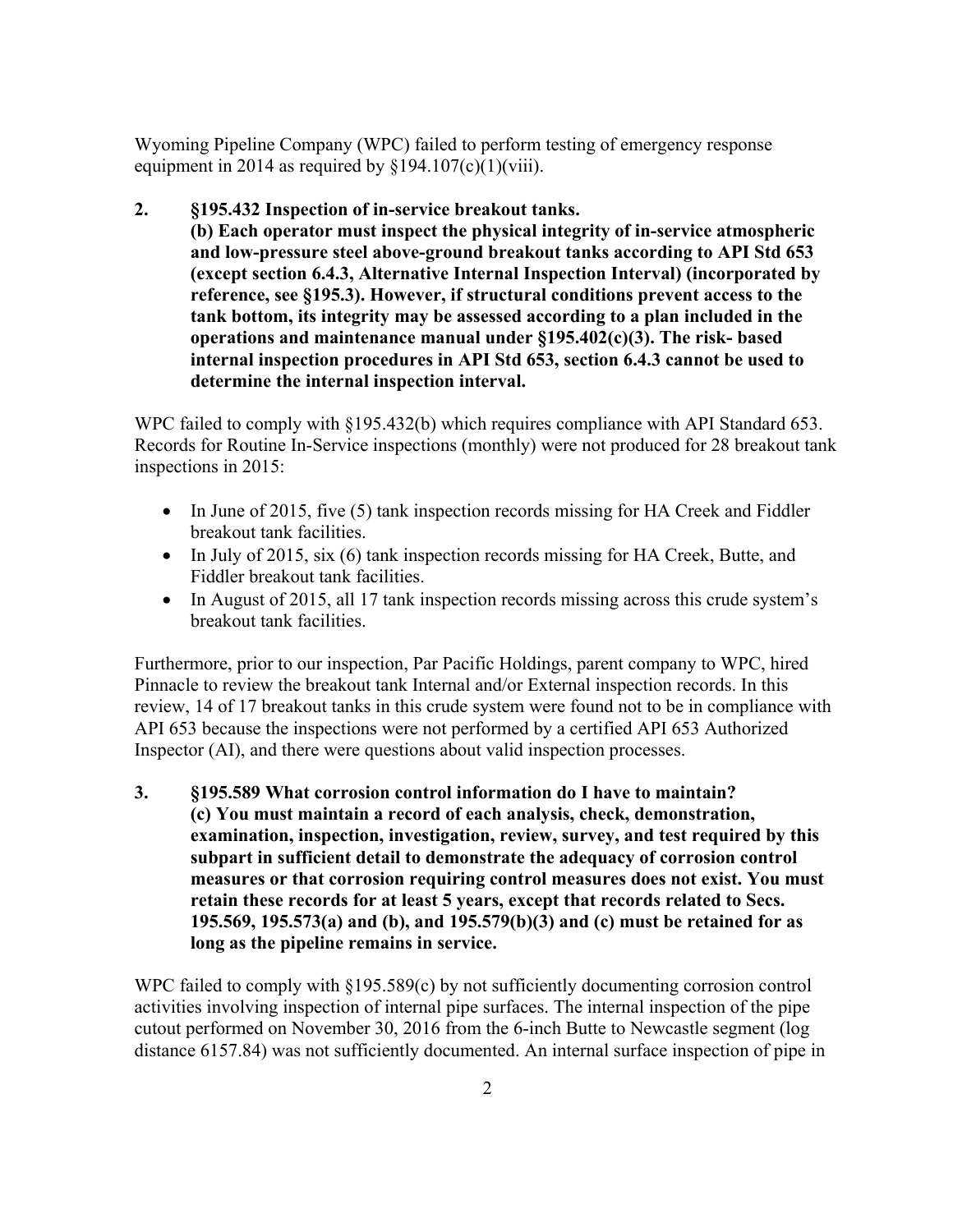Wyoming Pipeline Company (WPC) failed to perform testing of emergency response equipment in 2014 as required by §194.107(c)(1)(viii).

2. **§195.432 Inspection of in-service breakout tanks.**
   **(b) Each operator must inspect the physical integrity of in-service atmospheric and low-pressure steel above-ground breakout tanks according to API Std 653 (except section 6.4.3, Alternative Internal Inspection Interval) (incorporated by reference, see §195.3). However, if structural conditions prevent access to the tank bottom, its integrity may be assessed according to a plan included in the operations and maintenance manual under §195.402(c)(3). The risk- based internal inspection procedures in API Std 653, section 6.4.3 cannot be used to determine the internal inspection interval.**

WPC failed to comply with §195.432(b) which requires compliance with API Standard 653. Records for Routine In-Service inspections (monthly) were not produced for 28 breakout tank inspections in 2015:

- In June of 2015, five (5) tank inspection records missing for HA Creek and Fiddler breakout tank facilities.
- In July of 2015, six (6) tank inspection records missing for HA Creek, Butte, and Fiddler breakout tank facilities.
- In August of 2015, all 17 tank inspection records missing across this crude system's breakout tank facilities.

Furthermore, prior to our inspection, Par Pacific Holdings, parent company to WPC, hired Pinnacle to review the breakout tank Internal and/or External inspection records. In this review, 14 of 17 breakout tanks in this crude system were found not to be in compliance with API 653 because the inspections were not performed by a certified API 653 Authorized Inspector (AI), and there were questions about valid inspection processes.

3. **§195.589 What corrosion control information do I have to maintain?**
   **(c) You must maintain a record of each analysis, check, demonstration, examination, inspection, investigation, review, survey, and test required by this subpart in sufficient detail to demonstrate the adequacy of corrosion control measures or that corrosion requiring control measures does not exist. You must retain these records for at least 5 years, except that records related to Secs. 195.569, 195.573(a) and (b), and 195.579(b)(3) and (c) must be retained for as long as the pipeline remains in service.**

WPC failed to comply with §195.589(c) by not sufficiently documenting corrosion control activities involving inspection of internal pipe surfaces. The internal inspection of the pipe cutout performed on November 30, 2016 from the 6-inch Butte to Newcastle segment (log distance 6157.84) was not sufficiently documented. An internal surface inspection of pipe in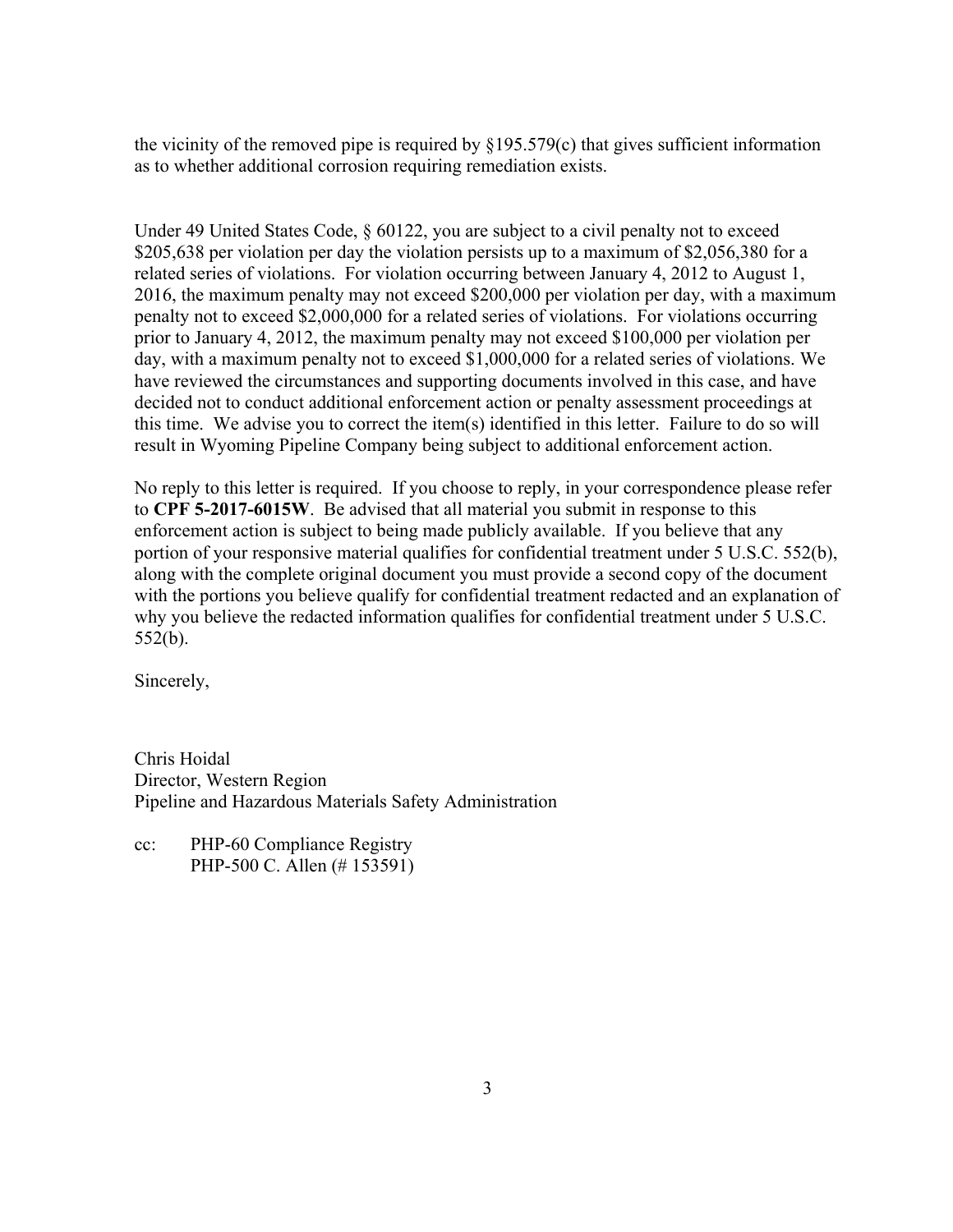the vicinity of the removed pipe is required by §195.579(c) that gives sufficient information as to whether additional corrosion requiring remediation exists.

Under 49 United States Code, § 60122, you are subject to a civil penalty not to exceed $205,638 per violation per day the violation persists up to a maximum of $2,056,380 for a related series of violations. For violation occurring between January 4, 2012 to August 1, 2016, the maximum penalty may not exceed $200,000 per violation per day, with a maximum penalty not to exceed $2,000,000 for a related series of violations. For violations occurring prior to January 4, 2012, the maximum penalty may not exceed $100,000 per violation per day, with a maximum penalty not to exceed $1,000,000 for a related series of violations. We have reviewed the circumstances and supporting documents involved in this case, and have decided not to conduct additional enforcement action or penalty assessment proceedings at this time. We advise you to correct the item(s) identified in this letter. Failure to do so will result in Wyoming Pipeline Company being subject to additional enforcement action.

No reply to this letter is required. If you choose to reply, in your correspondence please refer to **CPF 5-2017-6015W**. Be advised that all material you submit in response to this enforcement action is subject to being made publicly available. If you believe that any portion of your responsive material qualifies for confidential treatment under 5 U.S.C. 552(b), along with the complete original document you must provide a second copy of the document with the portions you believe qualify for confidential treatment redacted and an explanation of why you believe the redacted information qualifies for confidential treatment under 5 U.S.C. 552(b).

Sincerely,

Chris Hoidal
Director, Western Region
Pipeline and Hazardous Materials Safety Administration

cc: PHP-60 Compliance Registry
PHP-500 C. Allen (# 153591)